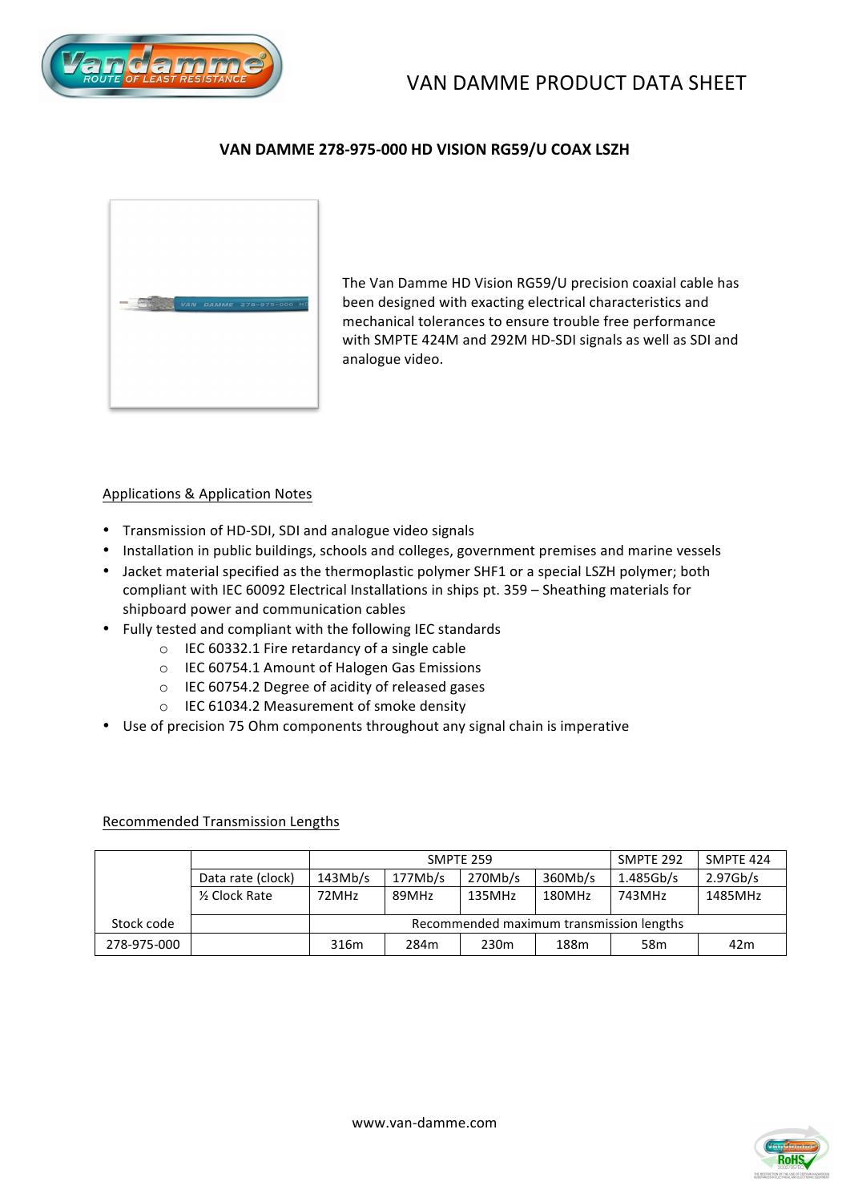# VAN DAMME PRODUCT DATA SHEET

## VAN DAMME 278-975-000 HD VISION RG59/U COAX LSZH

The Van Damme HD Vision RG59/U precision coaxial cable has been designed with exacting electrical characteristics and mechanical tolerances to ensure trouble free performance with SMPTE 424M and 292M HD-SDI signals as well as SDI and analogue video.

### Applications & Application Notes

- Transmission of HD-SDI, SDI and analogue video signals
- Installation in public buildings, schools and colleges, government premises and marine vessels
- Jacket material specified as the thermoplastic polymer SHF1 or a special LSZH polymer; both compliant with IEC 60092 Electrical Installations in ships pt. 359 – Sheathing materials for shipboard power and communication cables
- Fully tested and compliant with the following IEC standards
  - IEC 60332.1 Fire retardancy of a single cable
  - IEC 60754.1 Amount of Halogen Gas Emissions
  - IEC 60754.2 Degree of acidity of released gases
  - IEC 61034.2 Measurement of smoke density
- Use of precision 75 Ohm components throughout any signal chain is imperative

### Recommended Transmission Lengths

| | | SMPTE 259 | | | | SMPTE 292 | SMPTE 424 |
|---|---|---|---|---|---|---|---|
| | Data rate (clock) | 143Mb/s | 177Mb/s | 270Mb/s | 360Mb/s | 1.485Gb/s | 2.97Gb/s |
| | ½ Clock Rate | 72MHz | 89MHz | 135MHz | 180MHz | 743MHz | 1485MHz |
| Stock code | | Recommended maximum transmission lengths | | | | | |
| 278-975-000 | | 316m | 284m | 230m | 188m | 58m | 42m |

www.van-damme.com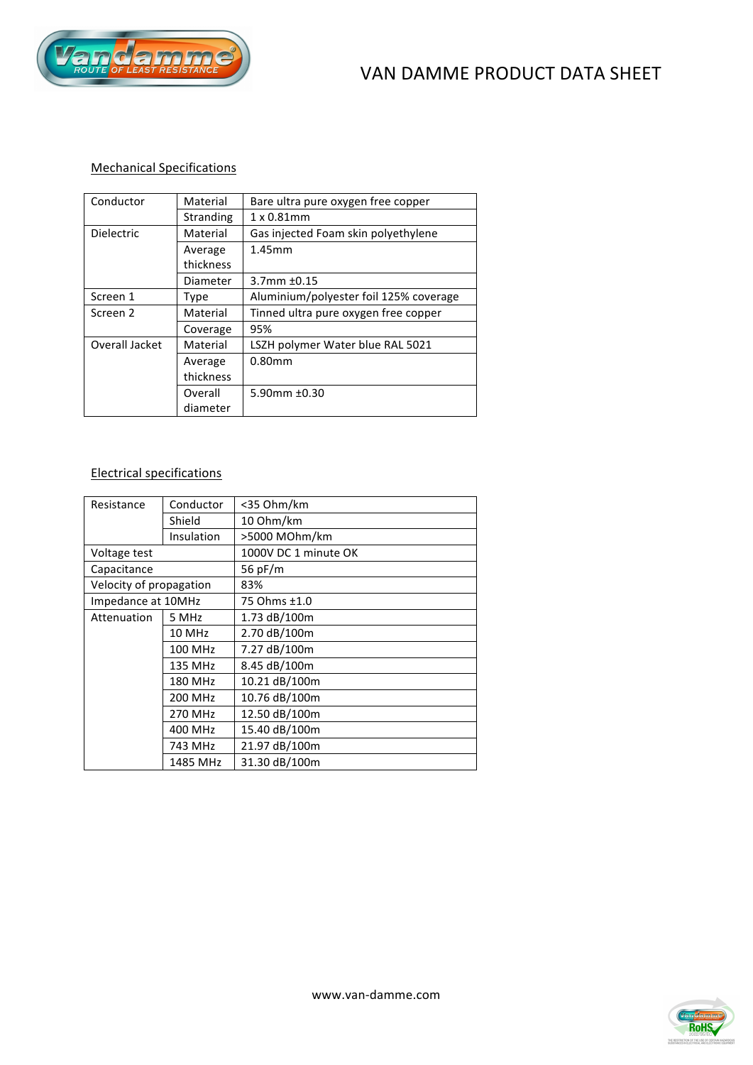VAN DAMME PRODUCT DATA SHEET

## Mechanical Specifications

| | | |
|---|---|---|
| Conductor | Material | Bare ultra pure oxygen free copper |
| | Stranding | 1 x 0.81mm |
| Dielectric | Material | Gas injected Foam skin polyethylene |
| | Average thickness | 1.45mm |
| | Diameter | 3.7mm ±0.15 |
| Screen 1 | Type | Aluminium/polyester foil 125% coverage |
| Screen 2 | Material | Tinned ultra pure oxygen free copper |
| | Coverage | 95% |
| Overall Jacket | Material | LSZH polymer Water blue RAL 5021 |
| | Average thickness | 0.80mm |
| | Overall diameter | 5.90mm ±0.30 |

## Electrical specifications

| | | |
|---|---|---|
| Resistance | Conductor | <35 Ohm/km |
| | Shield | 10 Ohm/km |
| | Insulation | >5000 MOhm/km |
| Voltage test | | 1000V DC 1 minute OK |
| Capacitance | | 56 pF/m |
| Velocity of propagation | | 83% |
| Impedance at 10MHz | | 75 Ohms ±1.0 |
| Attenuation | 5 MHz | 1.73 dB/100m |
| | 10 MHz | 2.70 dB/100m |
| | 100 MHz | 7.27 dB/100m |
| | 135 MHz | 8.45 dB/100m |
| | 180 MHz | 10.21 dB/100m |
| | 200 MHz | 10.76 dB/100m |
| | 270 MHz | 12.50 dB/100m |
| | 400 MHz | 15.40 dB/100m |
| | 743 MHz | 21.97 dB/100m |
| | 1485 MHz | 31.30 dB/100m |

www.van-damme.com